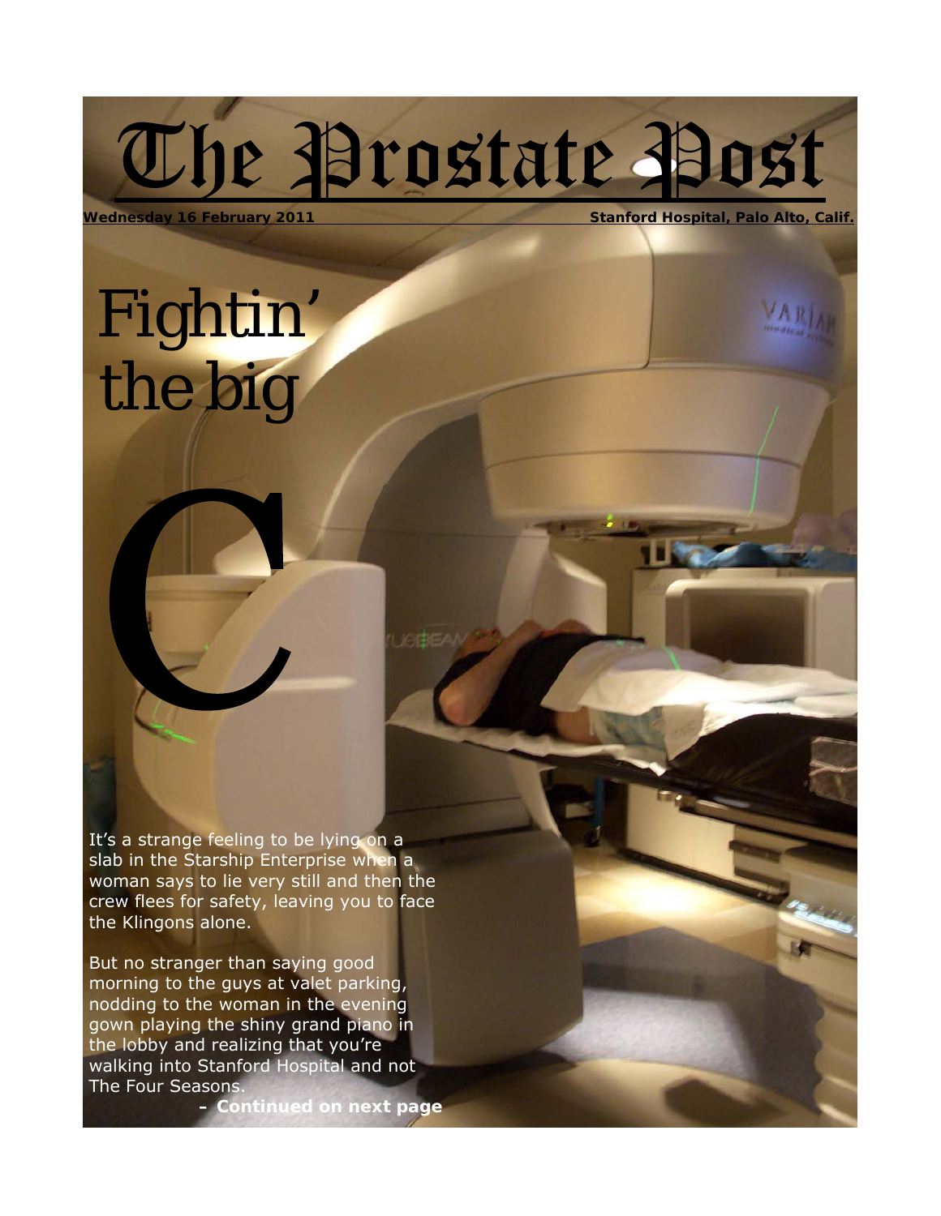# The Prostate Post

**Wednesday 16 February 2011** **Stanford Hospital, Palo Alto, Calif.**

## Fightin' the big C

It's a strange feeling to be lying on a slab in the Starship Enterprise when a woman says to lie very still and then the crew flees for safety, leaving you to face the Klingons alone.

But no stranger than saying good morning to the guys at valet parking, nodding to the woman in the evening gown playing the shiny grand piano in the lobby and realizing that you're walking into Stanford Hospital and not The Four Seasons.

**– Continued on next page**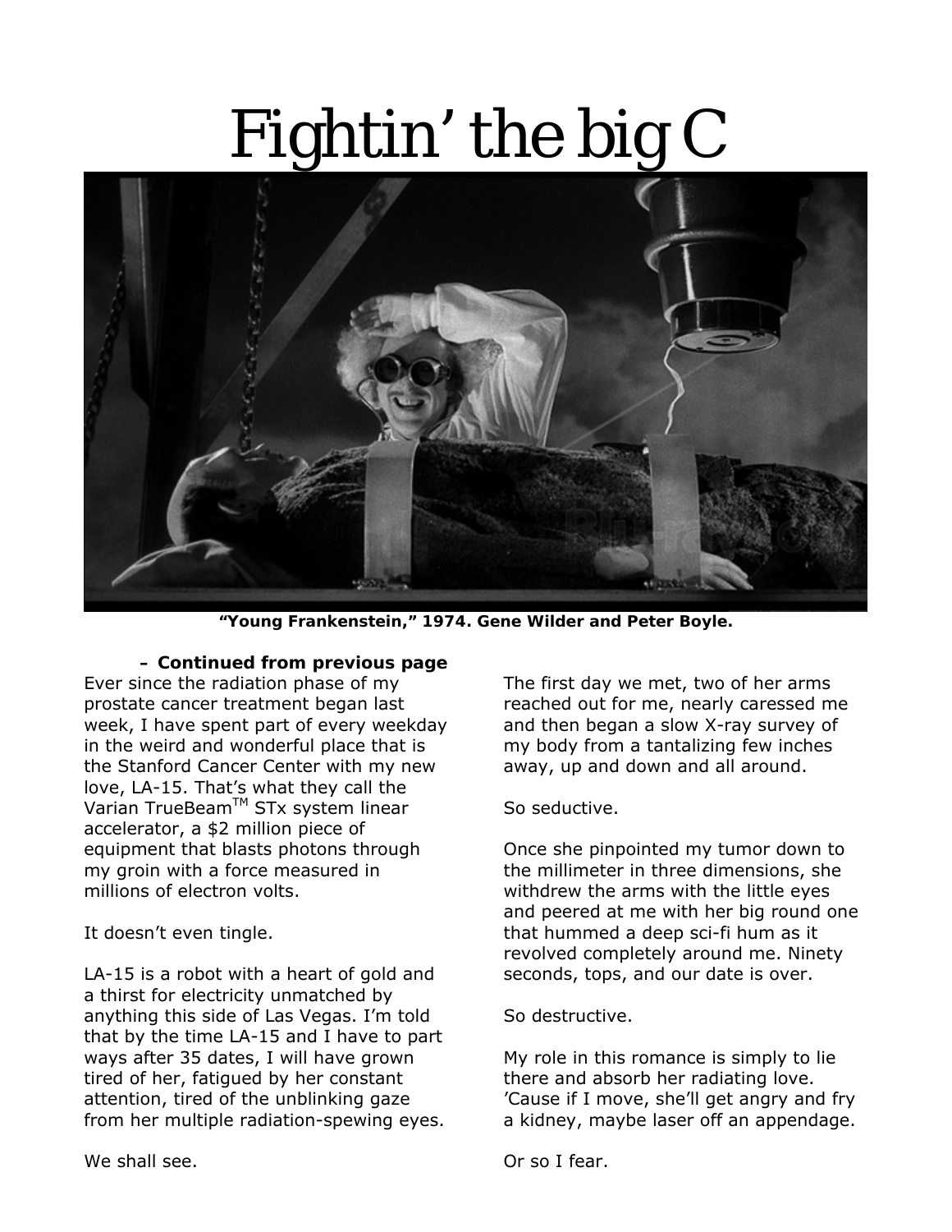# Fightin' the big C

"Young Frankenstein," 1974. Gene Wilder and Peter Boyle.

**– Continued from previous page**

Ever since the radiation phase of my prostate cancer treatment began last week, I have spent part of every weekday in the weird and wonderful place that is the Stanford Cancer Center with my new love, LA-15. That's what they call the Varian TrueBeam™ STx system linear accelerator, a $2 million piece of equipment that blasts photons through my groin with a force measured in millions of electron volts.

It doesn't even tingle.

LA-15 is a robot with a heart of gold and a thirst for electricity unmatched by anything this side of Las Vegas. I'm told that by the time LA-15 and I have to part ways after 35 dates, I will have grown tired of her, fatigued by her constant attention, tired of the unblinking gaze from her multiple radiation-spewing eyes.

We shall see.

The first day we met, two of her arms reached out for me, nearly caressed me and then began a slow X-ray survey of my body from a tantalizing few inches away, up and down and all around.

So seductive.

Once she pinpointed my tumor down to the millimeter in three dimensions, she withdrew the arms with the little eyes and peered at me with her big round one that hummed a deep sci-fi hum as it revolved completely around me. Ninety seconds, tops, and our date is over.

So destructive.

My role in this romance is simply to lie there and absorb her radiating love. 'Cause if I move, she'll get angry and fry a kidney, maybe laser off an appendage.

Or so I fear.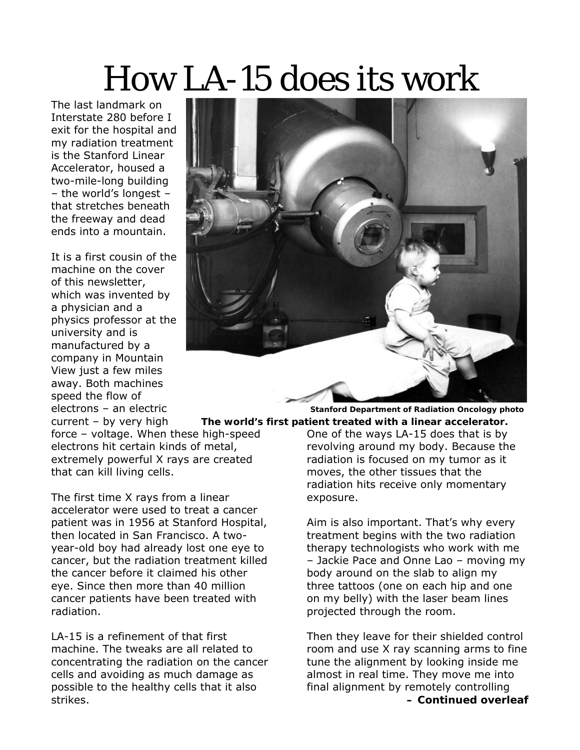# How LA-15 does its work

The last landmark on Interstate 280 before I exit for the hospital and my radiation treatment is the Stanford Linear Accelerator, housed a two-mile-long building – the world's longest – that stretches beneath the freeway and dead ends into a mountain.

It is a first cousin of the machine on the cover of this newsletter, which was invented by a physician and a physics professor at the university and is manufactured by a company in Mountain View just a few miles away. Both machines speed the flow of electrons – an electric current – by very high force – voltage. When these high-speed electrons hit certain kinds of metal, extremely powerful X rays are created that can kill living cells.

Stanford Department of Radiation Oncology photo

**The world's first patient treated with a linear accelerator.**

The first time X rays from a linear accelerator were used to treat a cancer patient was in 1956 at Stanford Hospital, then located in San Francisco. A two-year-old boy had already lost one eye to cancer, but the radiation treatment killed the cancer before it claimed his other eye. Since then more than 40 million cancer patients have been treated with radiation.

LA-15 is a refinement of that first machine. The tweaks are all related to concentrating the radiation on the cancer cells and avoiding as much damage as possible to the healthy cells that it also strikes.

One of the ways LA-15 does that is by revolving around my body. Because the radiation is focused on my tumor as it moves, the other tissues that the radiation hits receive only momentary exposure.

Aim is also important. That's why every treatment begins with the two radiation therapy technologists who work with me – Jackie Pace and Onne Lao – moving my body around on the slab to align my three tattoos (one on each hip and one on my belly) with the laser beam lines projected through the room.

Then they leave for their shielded control room and use X ray scanning arms to fine tune the alignment by looking inside me almost in real time. They move me into final alignment by remotely controlling

**– Continued overleaf**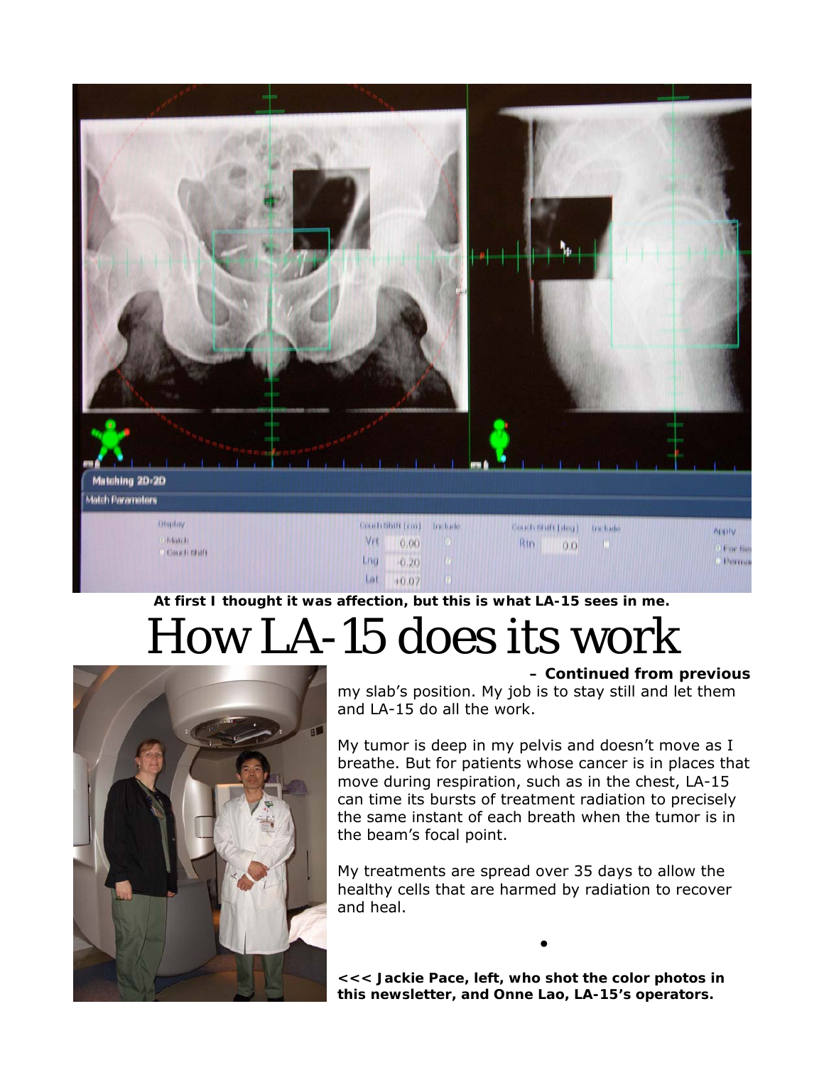**At first I thought it was affection, but this is what LA-15 sees in me.**

# How LA-15 does its work

**– Continued from previous**

my slab's position. My job is to stay still and let them and LA-15 do all the work.

My tumor is deep in my pelvis and doesn't move as I breathe. But for patients whose cancer is in places that move during respiration, such as in the chest, LA-15 can time its bursts of treatment radiation to precisely the same instant of each breath when the tumor is in the beam's focal point.

My treatments are spread over 35 days to allow the healthy cells that are harmed by radiation to recover and heal.

•

**<<< Jackie Pace, left, who shot the color photos in this newsletter, and Onne Lao, LA-15's operators.**